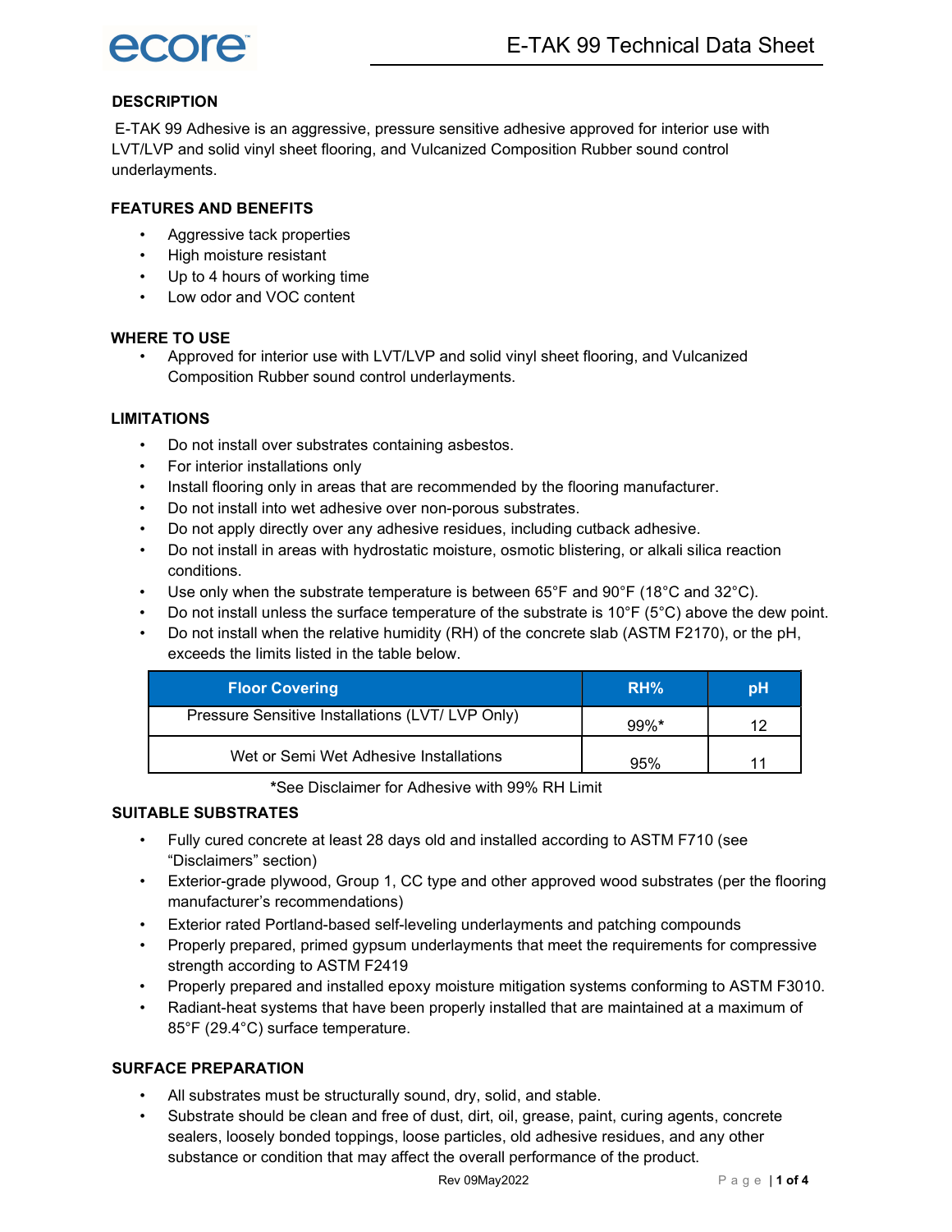# E-TAK 99 Technical Data Sheet

## DESCRIPTION

E-TAK 99 Adhesive is an aggressive, pressure sensitive adhesive approved for interior use with LVT/LVP and solid vinyl sheet flooring, and Vulcanized Composition Rubber sound control underlayments.

## FEATURES AND BENEFITS

- Aggressive tack properties
- High moisture resistant
- Up to 4 hours of working time
- Low odor and VOC content

## WHERE TO USE

- Approved for interior use with LVT/LVP and solid vinyl sheet flooring, and Vulcanized Composition Rubber sound control underlayments.

## LIMITATIONS

- Do not install over substrates containing asbestos.
- For interior installations only
- Install flooring only in areas that are recommended by the flooring manufacturer.
- Do not install into wet adhesive over non-porous substrates.
- Do not apply directly over any adhesive residues, including cutback adhesive.
- Do not install in areas with hydrostatic moisture, osmotic blistering, or alkali silica reaction conditions.
- Use only when the substrate temperature is between 65°F and 90°F (18°C and 32°C).
- Do not install unless the surface temperature of the substrate is 10°F (5°C) above the dew point.
- Do not install when the relative humidity (RH) of the concrete slab (ASTM F2170), or the pH, exceeds the limits listed in the table below.

| Floor Covering | RH% | pH |
|---|---|---|
| Pressure Sensitive Installations (LVT/ LVP Only) | 99%* | 12 |
| Wet or Semi Wet Adhesive Installations | 95% | 11 |

*See Disclaimer for Adhesive with 99% RH Limit

## SUITABLE SUBSTRATES

- Fully cured concrete at least 28 days old and installed according to ASTM F710 (see "Disclaimers" section)
- Exterior-grade plywood, Group 1, CC type and other approved wood substrates (per the flooring manufacturer's recommendations)
- Exterior rated Portland-based self-leveling underlayments and patching compounds
- Properly prepared, primed gypsum underlayments that meet the requirements for compressive strength according to ASTM F2419
- Properly prepared and installed epoxy moisture mitigation systems conforming to ASTM F3010.
- Radiant-heat systems that have been properly installed that are maintained at a maximum of 85°F (29.4°C) surface temperature.

## SURFACE PREPARATION

- All substrates must be structurally sound, dry, solid, and stable.
- Substrate should be clean and free of dust, dirt, oil, grease, paint, curing agents, concrete sealers, loosely bonded toppings, loose particles, old adhesive residues, and any other substance or condition that may affect the overall performance of the product.

Rev 09May2022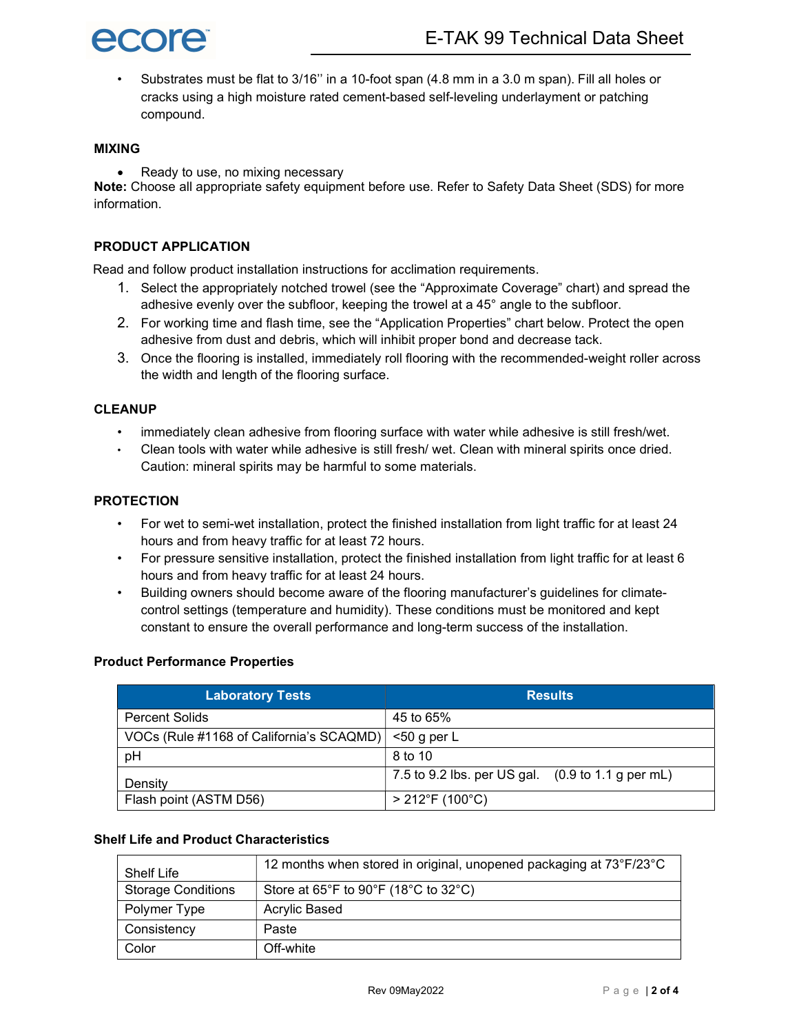- Substrates must be flat to 3/16'' in a 10-foot span (4.8 mm in a 3.0 m span). Fill all holes or cracks using a high moisture rated cement-based self-leveling underlayment or patching compound.

### MIXING

- Ready to use, no mixing necessary

**Note:** Choose all appropriate safety equipment before use. Refer to Safety Data Sheet (SDS) for more information.

### PRODUCT APPLICATION

Read and follow product installation instructions for acclimation requirements.

1. Select the appropriately notched trowel (see the "Approximate Coverage" chart) and spread the adhesive evenly over the subfloor, keeping the trowel at a 45° angle to the subfloor.
2. For working time and flash time, see the "Application Properties" chart below. Protect the open adhesive from dust and debris, which will inhibit proper bond and decrease tack.
3. Once the flooring is installed, immediately roll flooring with the recommended-weight roller across the width and length of the flooring surface.

### CLEANUP

- immediately clean adhesive from flooring surface with water while adhesive is still fresh/wet.
- Clean tools with water while adhesive is still fresh/ wet. Clean with mineral spirits once dried. Caution: mineral spirits may be harmful to some materials.

### PROTECTION

- For wet to semi-wet installation, protect the finished installation from light traffic for at least 24 hours and from heavy traffic for at least 72 hours.
- For pressure sensitive installation, protect the finished installation from light traffic for at least 6 hours and from heavy traffic for at least 24 hours.
- Building owners should become aware of the flooring manufacturer's guidelines for climate-control settings (temperature and humidity). These conditions must be monitored and kept constant to ensure the overall performance and long-term success of the installation.

### Product Performance Properties

| Laboratory Tests | Results |
|---|---|
| Percent Solids | 45 to 65% |
| VOCs (Rule #1168 of California's SCAQMD) | <50 g per L |
| pH | 8 to 10 |
| Density | 7.5 to 9.2 lbs. per US gal. (0.9 to 1.1 g per mL) |
| Flash point (ASTM D56) | > 212°F (100°C) |

### Shelf Life and Product Characteristics

| | |
|---|---|
| Shelf Life | 12 months when stored in original, unopened packaging at 73°F/23°C |
| Storage Conditions | Store at 65°F to 90°F (18°C to 32°C) |
| Polymer Type | Acrylic Based |
| Consistency | Paste |
| Color | Off-white |

Rev 09May2022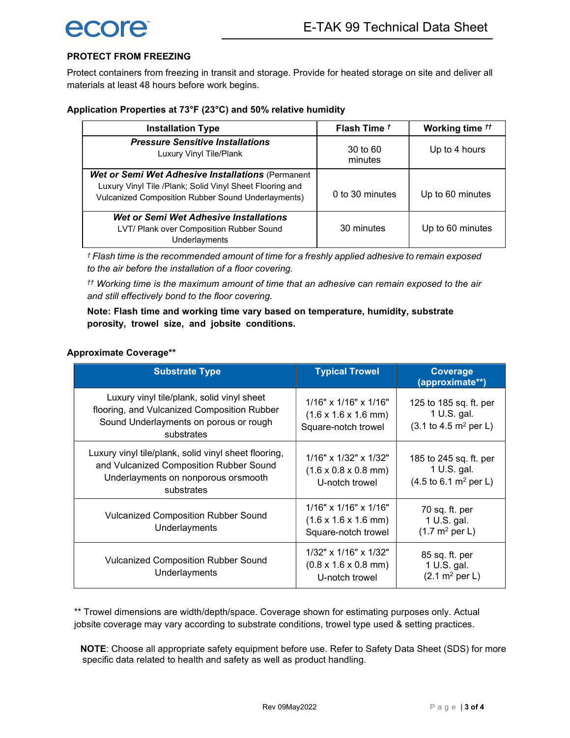## PROTECT FROM FREEZING

Protect containers from freezing in transit and storage. Provide for heated storage on site and deliver all materials at least 48 hours before work begins.

**Application Properties at 73°F (23°C) and 50% relative humidity**

| Installation Type | Flash Time † | Working time †† |
|---|---|---|
| ***Pressure Sensitive Installations*** Luxury Vinyl Tile/Plank | 30 to 60 minutes | Up to 4 hours |
| ***Wet or Semi Wet Adhesive Installations*** (Permanent Luxury Vinyl Tile /Plank; Solid Vinyl Sheet Flooring and Vulcanized Composition Rubber Sound Underlayments) | 0 to 30 minutes | Up to 60 minutes |
| ***Wet or Semi Wet Adhesive Installations*** LVT/ Plank over Composition Rubber Sound Underlayments | 30 minutes | Up to 60 minutes |

*† Flash time is the recommended amount of time for a freshly applied adhesive to remain exposed to the air before the installation of a floor covering.*

*†† Working time is the maximum amount of time that an adhesive can remain exposed to the air and still effectively bond to the floor covering.*

**Note: Flash time and working time vary based on temperature, humidity, substrate porosity, trowel size, and jobsite conditions.**

**Approximate Coverage****

| Substrate Type | Typical Trowel | Coverage (approximate**) |
|---|---|---|
| Luxury vinyl tile/plank, solid vinyl sheet flooring, and Vulcanized Composition Rubber Sound Underlayments on porous or rough substrates | 1/16" x 1/16" x 1/16" (1.6 x 1.6 x 1.6 mm) Square-notch trowel | 125 to 185 sq. ft. per 1 U.S. gal. (3.1 to 4.5 $m^2$ per L) |
| Luxury vinyl tile/plank, solid vinyl sheet flooring, and Vulcanized Composition Rubber Sound Underlayments on nonporous orsmooth substrates | 1/16" x 1/32" x 1/32" (1.6 x 0.8 x 0.8 mm) U-notch trowel | 185 to 245 sq. ft. per 1 U.S. gal. (4.5 to 6.1 $m^2$ per L) |
| Vulcanized Composition Rubber Sound Underlayments | 1/16" x 1/16" x 1/16" (1.6 x 1.6 x 1.6 mm) Square-notch trowel | 70 sq. ft. per 1 U.S. gal. (1.7 $m^2$ per L) |
| Vulcanized Composition Rubber Sound Underlayments | 1/32" x 1/16" x 1/32" (0.8 x 1.6 x 0.8 mm) U-notch trowel | 85 sq. ft. per 1 U.S. gal. (2.1 $m^2$ per L) |

** Trowel dimensions are width/depth/space. Coverage shown for estimating purposes only. Actual jobsite coverage may vary according to substrate conditions, trowel type used & setting practices.

**NOTE**: Choose all appropriate safety equipment before use. Refer to Safety Data Sheet (SDS) for more specific data related to health and safety as well as product handling.

Rev 09May2022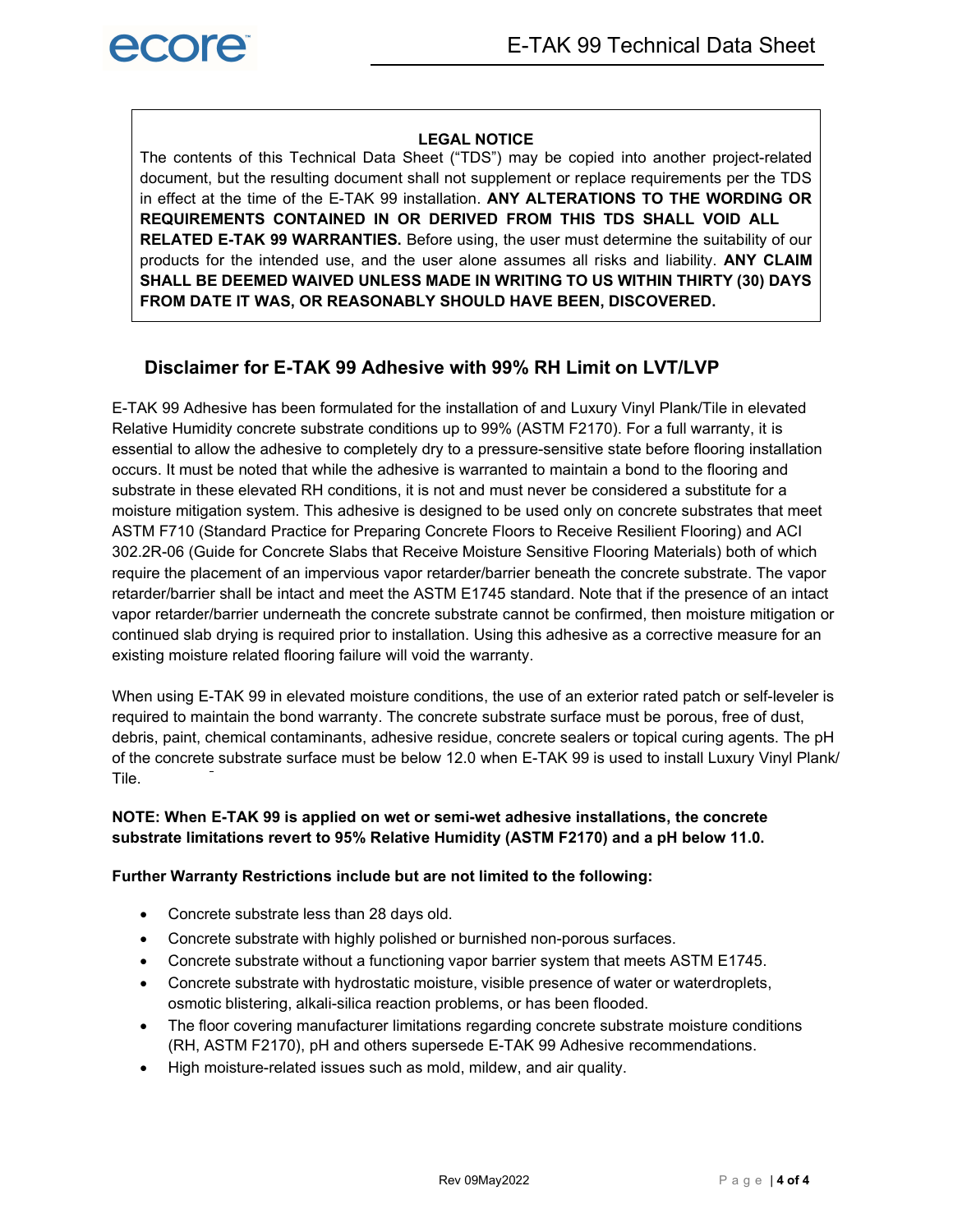**LEGAL NOTICE**

The contents of this Technical Data Sheet ("TDS") may be copied into another project-related document, but the resulting document shall not supplement or replace requirements per the TDS in effect at the time of the E-TAK 99 installation. **ANY ALTERATIONS TO THE WORDING OR REQUIREMENTS CONTAINED IN OR DERIVED FROM THIS TDS SHALL VOID ALL RELATED E-TAK 99 WARRANTIES.** Before using, the user must determine the suitability of our products for the intended use, and the user alone assumes all risks and liability. **ANY CLAIM SHALL BE DEEMED WAIVED UNLESS MADE IN WRITING TO US WITHIN THIRTY (30) DAYS FROM DATE IT WAS, OR REASONABLY SHOULD HAVE BEEN, DISCOVERED.**

## Disclaimer for E-TAK 99 Adhesive with 99% RH Limit on LVT/LVP

E-TAK 99 Adhesive has been formulated for the installation of and Luxury Vinyl Plank/Tile in elevated Relative Humidity concrete substrate conditions up to 99% (ASTM F2170). For a full warranty, it is essential to allow the adhesive to completely dry to a pressure-sensitive state before flooring installation occurs. It must be noted that while the adhesive is warranted to maintain a bond to the flooring and substrate in these elevated RH conditions, it is not and must never be considered a substitute for a moisture mitigation system. This adhesive is designed to be used only on concrete substrates that meet ASTM F710 (Standard Practice for Preparing Concrete Floors to Receive Resilient Flooring) and ACI 302.2R-06 (Guide for Concrete Slabs that Receive Moisture Sensitive Flooring Materials) both of which require the placement of an impervious vapor retarder/barrier beneath the concrete substrate. The vapor retarder/barrier shall be intact and meet the ASTM E1745 standard. Note that if the presence of an intact vapor retarder/barrier underneath the concrete substrate cannot be confirmed, then moisture mitigation or continued slab drying is required prior to installation. Using this adhesive as a corrective measure for an existing moisture related flooring failure will void the warranty.

When using E-TAK 99 in elevated moisture conditions, the use of an exterior rated patch or self-leveler is required to maintain the bond warranty. The concrete substrate surface must be porous, free of dust, debris, paint, chemical contaminants, adhesive residue, concrete sealers or topical curing agents. The pH of the concrete substrate surface must be below 12.0 when E-TAK 99 is used to install Luxury Vinyl Plank/ Tile.

**NOTE: When E-TAK 99 is applied on wet or semi-wet adhesive installations, the concrete substrate limitations revert to 95% Relative Humidity (ASTM F2170) and a pH below 11.0.**

**Further Warranty Restrictions include but are not limited to the following:**

- Concrete substrate less than 28 days old.
- Concrete substrate with highly polished or burnished non-porous surfaces.
- Concrete substrate without a functioning vapor barrier system that meets ASTM E1745.
- Concrete substrate with hydrostatic moisture, visible presence of water or waterdroplets, osmotic blistering, alkali-silica reaction problems, or has been flooded.
- The floor covering manufacturer limitations regarding concrete substrate moisture conditions (RH, ASTM F2170), pH and others supersede E-TAK 99 Adhesive recommendations.
- High moisture-related issues such as mold, mildew, and air quality.

Rev 09May2022